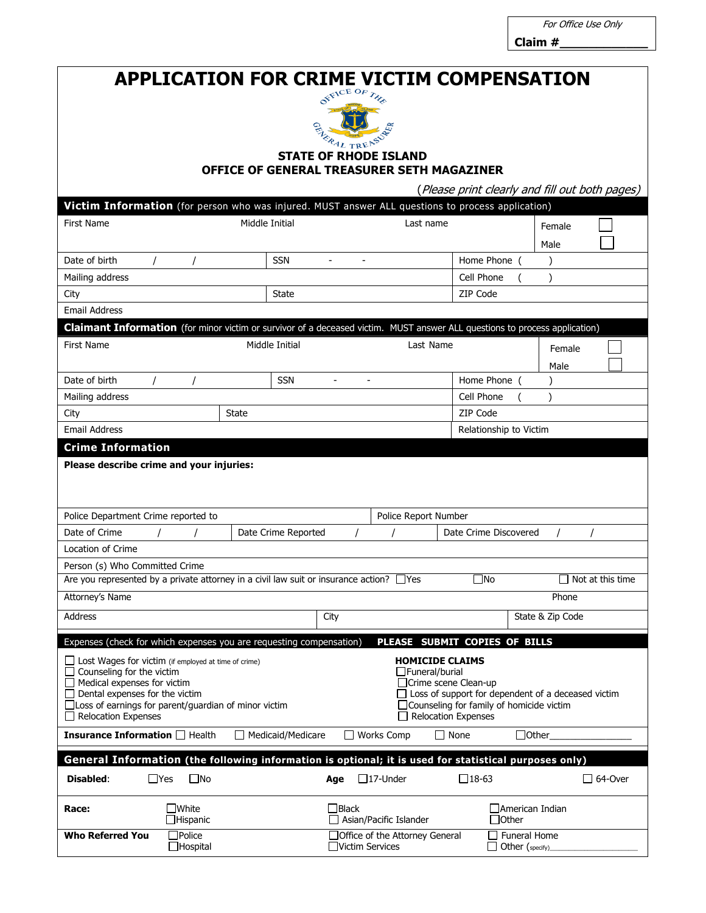*For Office Use Only*

**Claim #\_\_\_\_\_\_\_\_\_\_\_\_\_**

# APPLICATION FOR CRIME VICTIM COMPENSATION

OFFICE OF THE GENERAL TREASURER

**STATE OF RHODE ISLAND**

**OFFICE OF GENERAL TREASURER SETH MAGAZINER**

*(Please print clearly and fill out both pages)*

## Victim Information (for person who was injured. MUST answer ALL questions to process application)

| First Name | Middle Initial | Last name | Female ☐ Male ☐ |
|---|---|---|---|
| Date of birth / / | SSN - - | Home Phone ( ) | |
| Mailing address | | Cell Phone ( ) | |
| City | State | ZIP Code | |
| Email Address | | | |

## Claimant Information (for minor victim or survivor of a deceased victim. MUST answer ALL questions to process application)

| First Name | Middle Initial | Last Name | Female ☐ Male ☐ |
|---|---|---|---|
| Date of birth / / | SSN - - | Home Phone ( ) | |
| Mailing address | | Cell Phone ( ) | |
| City | State | ZIP Code | |
| Email Address | | Relationship to Victim | |

## Crime Information

**Please describe crime and your injuries:**

| Police Department Crime reported to | | Police Report Number | |
|---|---|---|---|
| Date of Crime / / | Date Crime Reported / / | Date Crime Discovered / / | |
| Location of Crime | | | |
| Person (s) Who Committed Crime | | | |

Are you represented by a private attorney in a civil law suit or insurance action? ☐Yes ☐No ☐ Not at this time

| Attorney's Name | | Phone |
|---|---|---|
| Address | City | State & Zip Code |

## Expenses (check for which expenses you are requesting compensation) PLEASE SUBMIT COPIES OF BILLS

- ☐ Lost Wages for victim (if employed at time of crime)
- ☐ Counseling for the victim
- ☐ Medical expenses for victim
- ☐ Dental expenses for the victim
- ☐ Loss of earnings for parent/guardian of minor victim
- ☐ Relocation Expenses

**HOMICIDE CLAIMS**

- ☐ Funeral/burial
- ☐ Crime scene Clean-up
- ☐ Loss of support for dependent of a deceased victim
- ☐ Counseling for family of homicide victim
- ☐ Relocation Expenses

**Insurance Information** ☐ Health ☐ Medicaid/Medicare ☐ Works Comp ☐ None ☐Other\_\_\_\_\_\_\_\_\_\_\_\_\_\_\_

## General Information (the following information is optional; it is used for statistical purposes only)

**Disabled**: ☐Yes ☐No **Age** ☐17-Under ☐18-63 ☐ 64-Over

**Race:** ☐White ☐Hispanic ☐Black ☐ Asian/Pacific Islander ☐American Indian ☐Other

**Who Referred You** ☐Police ☐Hospital ☐Office of the Attorney General ☐Victim Services ☐ Funeral Home ☐ Other (specify)\_\_\_\_\_\_\_\_\_\_\_\_\_\_\_\_\_\_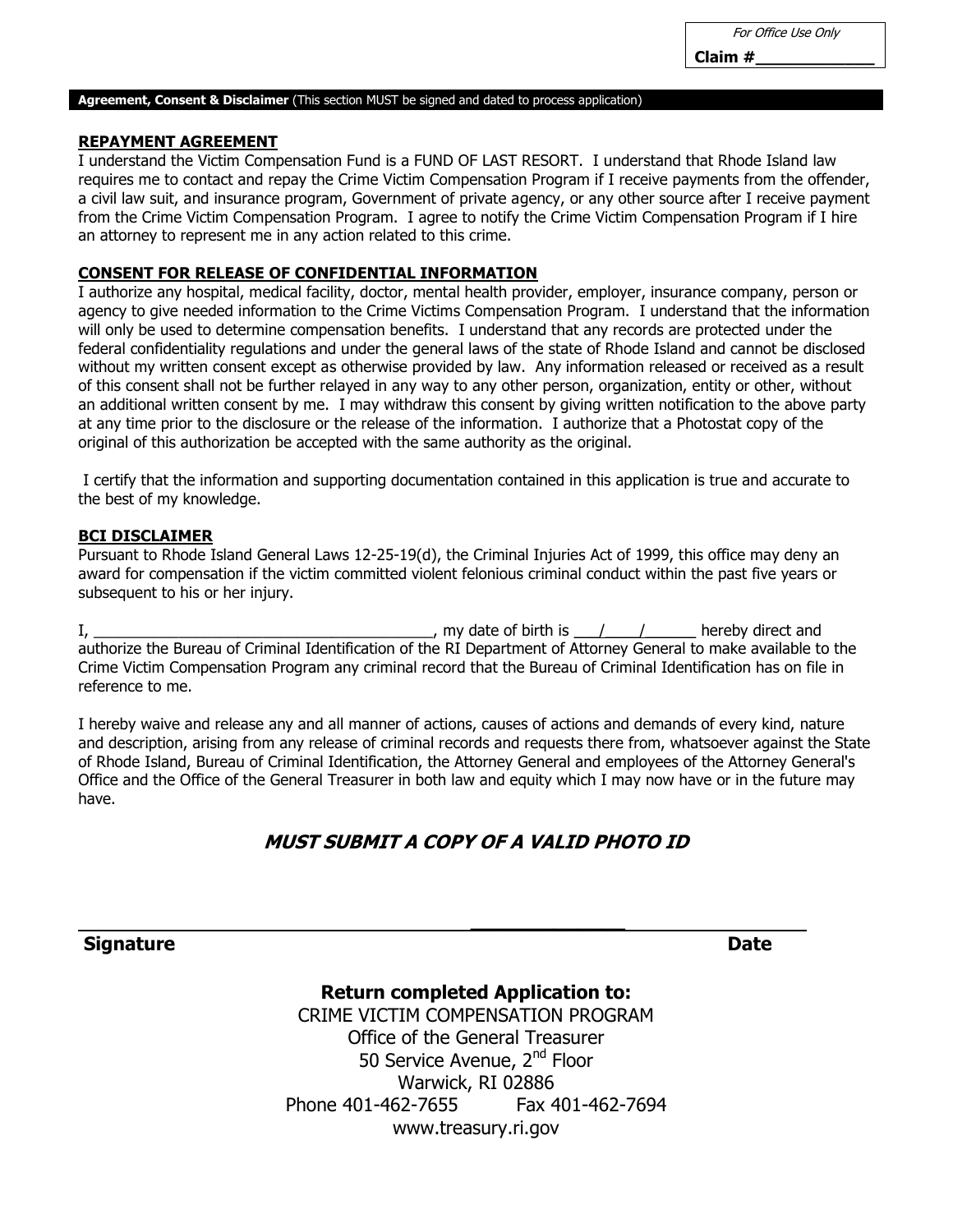*For Office Use Only*

**Claim #____________**

**Agreement, Consent & Disclaimer** (This section MUST be signed and dated to process application)

**REPAYMENT AGREEMENT**

I understand the Victim Compensation Fund is a FUND OF LAST RESORT. I understand that Rhode Island law requires me to contact and repay the Crime Victim Compensation Program if I receive payments from the offender, a civil law suit, and insurance program, Government of private agency, or any other source after I receive payment from the Crime Victim Compensation Program. I agree to notify the Crime Victim Compensation Program if I hire an attorney to represent me in any action related to this crime.

**CONSENT FOR RELEASE OF CONFIDENTIAL INFORMATION**

I authorize any hospital, medical facility, doctor, mental health provider, employer, insurance company, person or agency to give needed information to the Crime Victims Compensation Program. I understand that the information will only be used to determine compensation benefits. I understand that any records are protected under the federal confidentiality regulations and under the general laws of the state of Rhode Island and cannot be disclosed without my written consent except as otherwise provided by law. Any information released or received as a result of this consent shall not be further relayed in any way to any other person, organization, entity or other, without an additional written consent by me. I may withdraw this consent by giving written notification to the above party at any time prior to the disclosure or the release of the information. I authorize that a Photostat copy of the original of this authorization be accepted with the same authority as the original.

I certify that the information and supporting documentation contained in this application is true and accurate to the best of my knowledge.

**BCI DISCLAIMER**

Pursuant to Rhode Island General Laws 12-25-19(d), the Criminal Injuries Act of 1999, this office may deny an award for compensation if the victim committed violent felonious criminal conduct within the past five years or subsequent to his or her injury.

I, ________________________________________, my date of birth is ___/____/______ hereby direct and authorize the Bureau of Criminal Identification of the RI Department of Attorney General to make available to the Crime Victim Compensation Program any criminal record that the Bureau of Criminal Identification has on file in reference to me.

I hereby waive and release any and all manner of actions, causes of actions and demands of every kind, nature and description, arising from any release of criminal records and requests there from, whatsoever against the State of Rhode Island, Bureau of Criminal Identification, the Attorney General and employees of the Attorney General's Office and the Office of the General Treasurer in both law and equity which I may now have or in the future may have.

***MUST SUBMIT A COPY OF A VALID PHOTO ID***

______________________________________________ ______________

**Signature** **Date**

**Return completed Application to:**

CRIME VICTIM COMPENSATION PROGRAM
Office of the General Treasurer
50 Service Avenue, 2nd Floor
Warwick, RI 02886
Phone 401-462-7655 Fax 401-462-7694
www.treasury.ri.gov